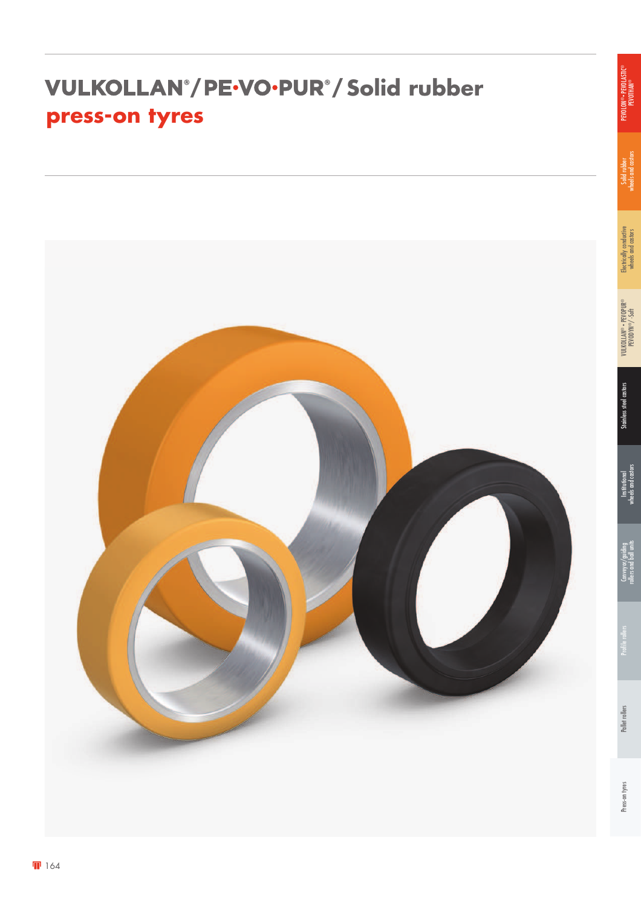# VULKOLLAN®/ PE•VO•PUR®/ Solid rubber press-on tyres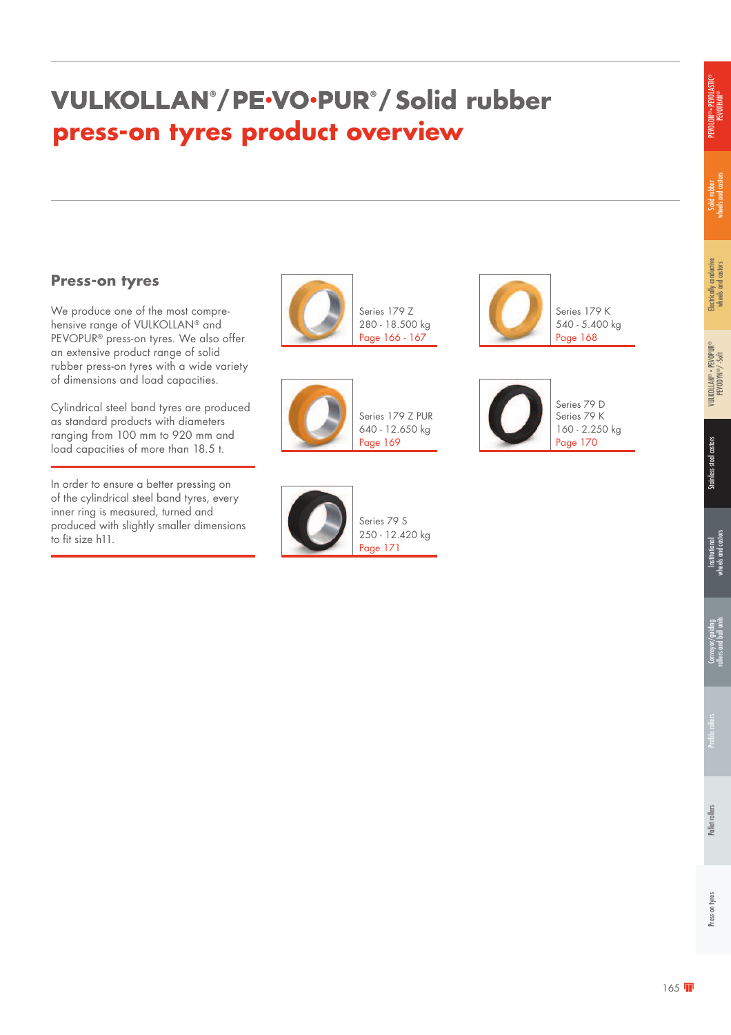# VULKOLLAN®/PE•VO•PUR®/Solid rubber press-on tyres product overview

## Press-on tyres

We produce one of the most comprehensive range of VULKOLLAN® and PEVOPUR® press-on tyres. We also offer an extensive product range of solid rubber press-on tyres with a wide variety of dimensions and load capacities.

Cylindrical steel band tyres are produced as standard products with diameters ranging from 100 mm to 920 mm and load capacities of more than 18.5 t.

In order to ensure a better pressing on of the cylindrical steel band tyres, every inner ring is measured, turned and produced with slightly smaller dimensions to fit size h11.

Series 179 Z
280 - 18.500 kg
Page 166 - 167

Series 179 K
540 - 5.400 kg
Page 168

Series 179 Z PUR
640 - 12.650 kg
Page 169

Series 79 D
Series 79 K
160 - 2.250 kg
Page 170

Series 79 S
250 - 12.420 kg
Page 171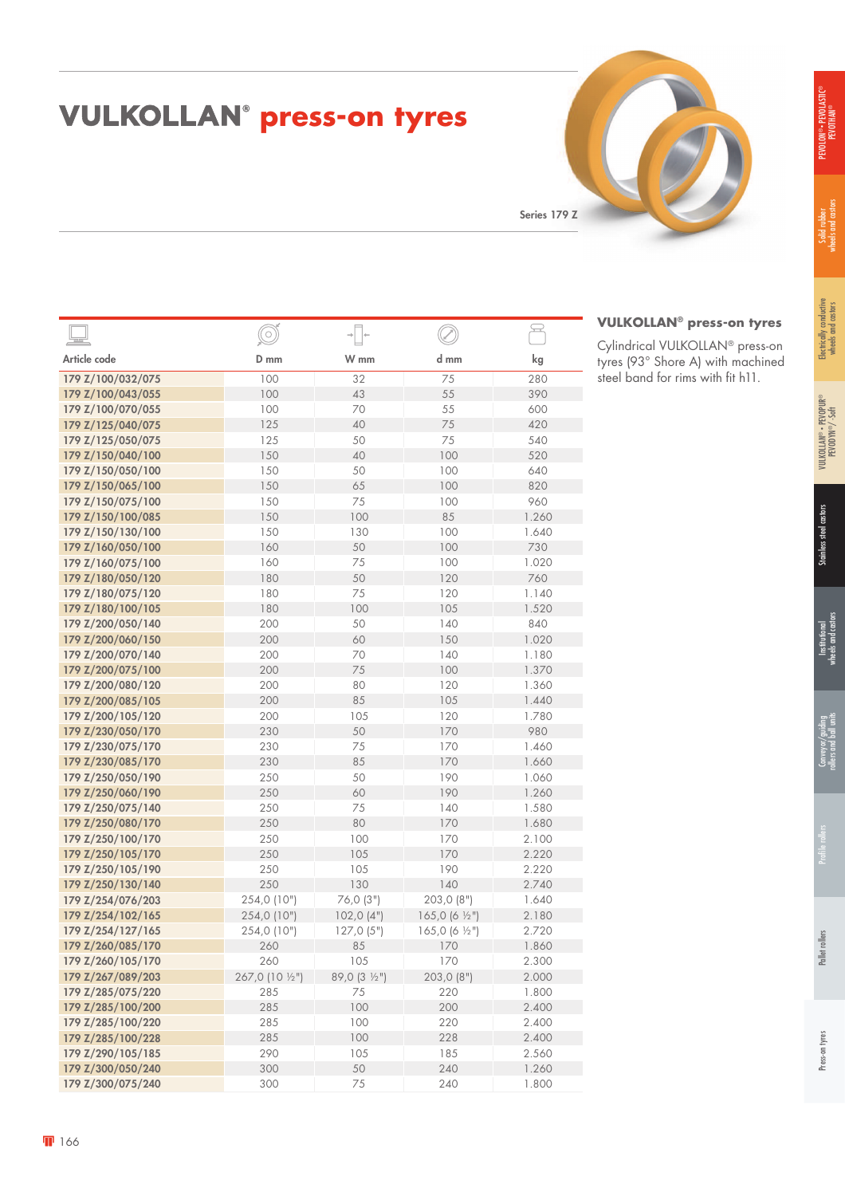# VULKOLLAN® press-on tyres

Series 179 Z

## VULKOLLAN® press-on tyres

Cylindrical VULKOLLAN® press-on tyres (93° Shore A) with machined steel band for rims with fit h11.

| Article code | D mm | W mm | d mm | kg |
|---|---|---|---|---|
| 179 Z/100/032/075 | 100 | 32 | 75 | 280 |
| 179 Z/100/043/055 | 100 | 43 | 55 | 390 |
| 179 Z/100/070/055 | 100 | 70 | 55 | 600 |
| 179 Z/125/040/075 | 125 | 40 | 75 | 420 |
| 179 Z/125/050/075 | 125 | 50 | 75 | 540 |
| 179 Z/150/040/100 | 150 | 40 | 100 | 520 |
| 179 Z/150/050/100 | 150 | 50 | 100 | 640 |
| 179 Z/150/065/100 | 150 | 65 | 100 | 820 |
| 179 Z/150/075/100 | 150 | 75 | 100 | 960 |
| 179 Z/150/100/085 | 150 | 100 | 85 | 1.260 |
| 179 Z/150/130/100 | 150 | 130 | 100 | 1.640 |
| 179 Z/160/050/100 | 160 | 50 | 100 | 730 |
| 179 Z/160/075/100 | 160 | 75 | 100 | 1.020 |
| 179 Z/180/050/120 | 180 | 50 | 120 | 760 |
| 179 Z/180/075/120 | 180 | 75 | 120 | 1.140 |
| 179 Z/180/100/105 | 180 | 100 | 105 | 1.520 |
| 179 Z/200/050/140 | 200 | 50 | 140 | 840 |
| 179 Z/200/060/150 | 200 | 60 | 150 | 1.020 |
| 179 Z/200/070/140 | 200 | 70 | 140 | 1.180 |
| 179 Z/200/075/100 | 200 | 75 | 100 | 1.370 |
| 179 Z/200/080/120 | 200 | 80 | 120 | 1.360 |
| 179 Z/200/085/105 | 200 | 85 | 105 | 1.440 |
| 179 Z/200/105/120 | 200 | 105 | 120 | 1.780 |
| 179 Z/230/050/170 | 230 | 50 | 170 | 980 |
| 179 Z/230/075/170 | 230 | 75 | 170 | 1.460 |
| 179 Z/230/085/170 | 230 | 85 | 170 | 1.660 |
| 179 Z/250/050/190 | 250 | 50 | 190 | 1.060 |
| 179 Z/250/060/190 | 250 | 60 | 190 | 1.260 |
| 179 Z/250/075/140 | 250 | 75 | 140 | 1.580 |
| 179 Z/250/080/170 | 250 | 80 | 170 | 1.680 |
| 179 Z/250/100/170 | 250 | 100 | 170 | 2.100 |
| 179 Z/250/105/170 | 250 | 105 | 170 | 2.220 |
| 179 Z/250/105/190 | 250 | 105 | 190 | 2.220 |
| 179 Z/250/130/140 | 250 | 130 | 140 | 2.740 |
| 179 Z/254/076/203 | 254,0 (10") | 76,0 (3") | 203,0 (8") | 1.640 |
| 179 Z/254/102/165 | 254,0 (10") | 102,0 (4") | 165,0 (6 ½") | 2.180 |
| 179 Z/254/127/165 | 254,0 (10") | 127,0 (5") | 165,0 (6 ½") | 2.720 |
| 179 Z/260/085/170 | 260 | 85 | 170 | 1.860 |
| 179 Z/260/105/170 | 260 | 105 | 170 | 2.300 |
| 179 Z/267/089/203 | 267,0 (10 ½") | 89,0 (3 ½") | 203,0 (8") | 2.000 |
| 179 Z/285/075/220 | 285 | 75 | 220 | 1.800 |
| 179 Z/285/100/200 | 285 | 100 | 200 | 2.400 |
| 179 Z/285/100/220 | 285 | 100 | 220 | 2.400 |
| 179 Z/285/100/228 | 285 | 100 | 228 | 2.400 |
| 179 Z/290/105/185 | 290 | 105 | 185 | 2.560 |
| 179 Z/300/050/240 | 300 | 50 | 240 | 1.260 |
| 179 Z/300/075/240 | 300 | 75 | 240 | 1.800 |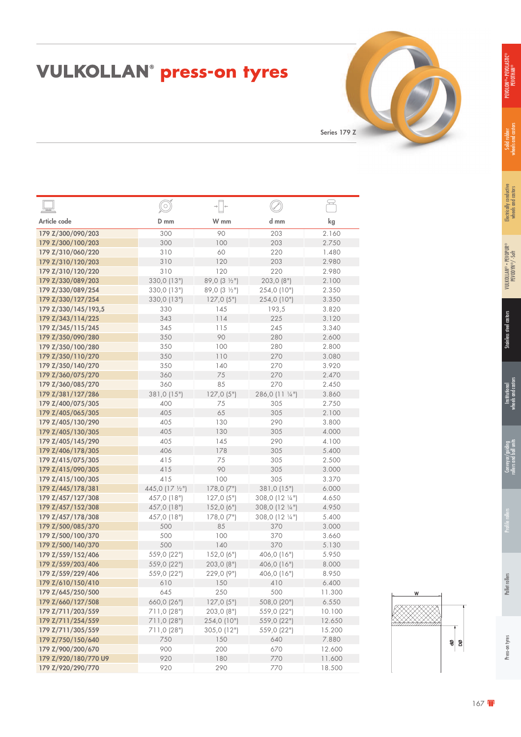# VULKOLLAN® press-on tyres

Series 179 Z

| Article code | D mm | W mm | d mm | kg |
|---|---|---|---|---|
| 179 Z/300/090/203 | 300 | 90 | 203 | 2.160 |
| 179 Z/300/100/203 | 300 | 100 | 203 | 2.750 |
| 179 Z/310/060/220 | 310 | 60 | 220 | 1.480 |
| 179 Z/310/120/203 | 310 | 120 | 203 | 2.980 |
| 179 Z/310/120/220 | 310 | 120 | 220 | 2.980 |
| 179 Z/330/089/203 | 330,0 (13") | 89,0 (3 ½") | 203,0 (8") | 2.100 |
| 179 Z/330/089/254 | 330,0 (13") | 89,0 (3 ½") | 254,0 (10") | 2.350 |
| 179 Z/330/127/254 | 330,0 (13") | 127,0 (5") | 254,0 (10") | 3.350 |
| 179 Z/330/145/193,5 | 330 | 145 | 193,5 | 3.820 |
| 179 Z/343/114/225 | 343 | 114 | 225 | 3.120 |
| 179 Z/345/115/245 | 345 | 115 | 245 | 3.340 |
| 179 Z/350/090/280 | 350 | 90 | 280 | 2.600 |
| 179 Z/350/100/280 | 350 | 100 | 280 | 2.800 |
| 179 Z/350/110/270 | 350 | 110 | 270 | 3.080 |
| 179 Z/350/140/270 | 350 | 140 | 270 | 3.920 |
| 179 Z/360/075/270 | 360 | 75 | 270 | 2.470 |
| 179 Z/360/085/270 | 360 | 85 | 270 | 2.450 |
| 179 Z/381/127/286 | 381,0 (15") | 127,0 (5") | 286,0 (11 ¼") | 3.860 |
| 179 Z/400/075/305 | 400 | 75 | 305 | 2.750 |
| 179 Z/405/065/305 | 405 | 65 | 305 | 2.100 |
| 179 Z/405/130/290 | 405 | 130 | 290 | 3.800 |
| 179 Z/405/130/305 | 405 | 130 | 305 | 4.000 |
| 179 Z/405/145/290 | 405 | 145 | 290 | 4.100 |
| 179 Z/406/178/305 | 406 | 178 | 305 | 5.400 |
| 179 Z/415/075/305 | 415 | 75 | 305 | 2.500 |
| 179 Z/415/090/305 | 415 | 90 | 305 | 3.000 |
| 179 Z/415/100/305 | 415 | 100 | 305 | 3.370 |
| 179 Z/445/178/381 | 445,0 (17 ½") | 178,0 (7") | 381,0 (15") | 6.000 |
| 179 Z/457/127/308 | 457,0 (18") | 127,0 (5") | 308,0 (12 ¼") | 4.650 |
| 179 Z/457/152/308 | 457,0 (18") | 152,0 (6") | 308,0 (12 ¼") | 4.950 |
| 179 Z/457/178/308 | 457,0 (18") | 178,0 (7") | 308,0 (12 ¼") | 5.400 |
| 179 Z/500/085/370 | 500 | 85 | 370 | 3.000 |
| 179 Z/500/100/370 | 500 | 100 | 370 | 3.660 |
| 179 Z/500/140/370 | 500 | 140 | 370 | 5.130 |
| 179 Z/559/152/406 | 559,0 (22") | 152,0 (6") | 406,0 (16") | 5.950 |
| 179 Z/559/203/406 | 559,0 (22") | 203,0 (8") | 406,0 (16") | 8.000 |
| 179 Z/559/229/406 | 559,0 (22") | 229,0 (9") | 406,0 (16") | 8.950 |
| 179 Z/610/150/410 | 610 | 150 | 410 | 6.400 |
| 179 Z/645/250/500 | 645 | 250 | 500 | 11.300 |
| 179 Z/660/127/508 | 660,0 (26") | 127,0 (5") | 508,0 (20") | 6.550 |
| 179 Z/711/203/559 | 711,0 (28") | 203,0 (8") | 559,0 (22") | 10.100 |
| 179 Z/711/254/559 | 711,0 (28") | 254,0 (10") | 559,0 (22") | 12.650 |
| 179 Z/711/305/559 | 711,0 (28") | 305,0 (12") | 559,0 (22") | 15.200 |
| 179 Z/750/150/640 | 750 | 150 | 640 | 7.880 |
| 179 Z/900/200/670 | 900 | 200 | 670 | 12.600 |
| 179 Z/920/180/770 U9 | 920 | 180 | 770 | 11.600 |
| 179 Z/920/290/770 | 920 | 290 | 770 | 18.500 |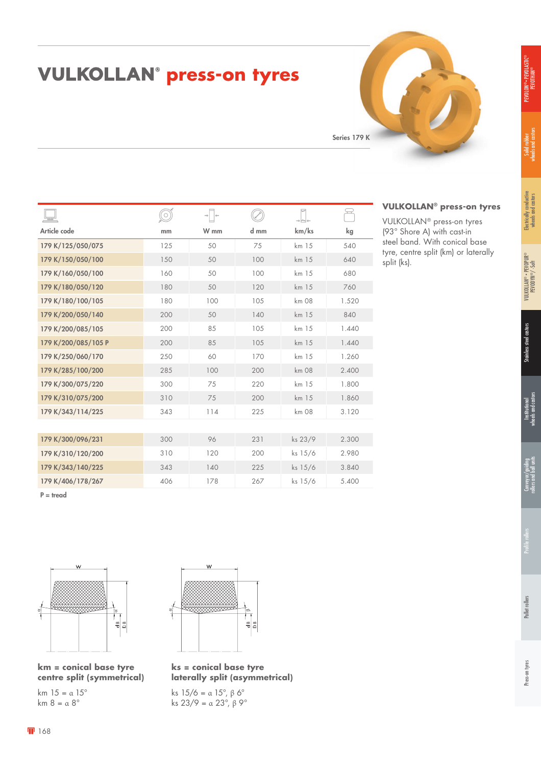# VULKOLLAN® press-on tyres

Series 179 K

| Article code | mm | W mm | d mm | km/ks | kg |
|---|---|---|---|---|---|
| 179 K/125/050/075 | 125 | 50 | 75 | km 15 | 540 |
| 179 K/150/050/100 | 150 | 50 | 100 | km 15 | 640 |
| 179 K/160/050/100 | 160 | 50 | 100 | km 15 | 680 |
| 179 K/180/050/120 | 180 | 50 | 120 | km 15 | 760 |
| 179 K/180/100/105 | 180 | 100 | 105 | km 08 | 1.520 |
| 179 K/200/050/140 | 200 | 50 | 140 | km 15 | 840 |
| 179 K/200/085/105 | 200 | 85 | 105 | km 15 | 1.440 |
| 179 K/200/085/105 P | 200 | 85 | 105 | km 15 | 1.440 |
| 179 K/250/060/170 | 250 | 60 | 170 | km 15 | 1.260 |
| 179 K/285/100/200 | 285 | 100 | 200 | km 08 | 2.400 |
| 179 K/300/075/220 | 300 | 75 | 220 | km 15 | 1.800 |
| 179 K/310/075/200 | 310 | 75 | 200 | km 15 | 1.860 |
| 179 K/343/114/225 | 343 | 114 | 225 | km 08 | 3.120 |
| | | | | | |
| 179 K/300/096/231 | 300 | 96 | 231 | ks 23/9 | 2.300 |
| 179 K/310/120/200 | 310 | 120 | 200 | ks 15/6 | 2.980 |
| 179 K/343/140/225 | 343 | 140 | 225 | ks 15/6 | 3.840 |
| 179 K/406/178/267 | 406 | 178 | 267 | ks 15/6 | 5.400 |

P = tread

### VULKOLLAN® press-on tyres

VULKOLLAN® press-on tyres (93° Shore A) with cast-in steel band. With conical base tyre, centre split (km) or laterally split (ks).

**km = conical base tyre centre split (symmetrical)**

km 15 = α 15°
km 8 = α 8°

**ks = conical base tyre laterally split (asymmetrical)**

ks 15/6 = α 15°, β 6°
ks 23/9 = α 23°, β 9°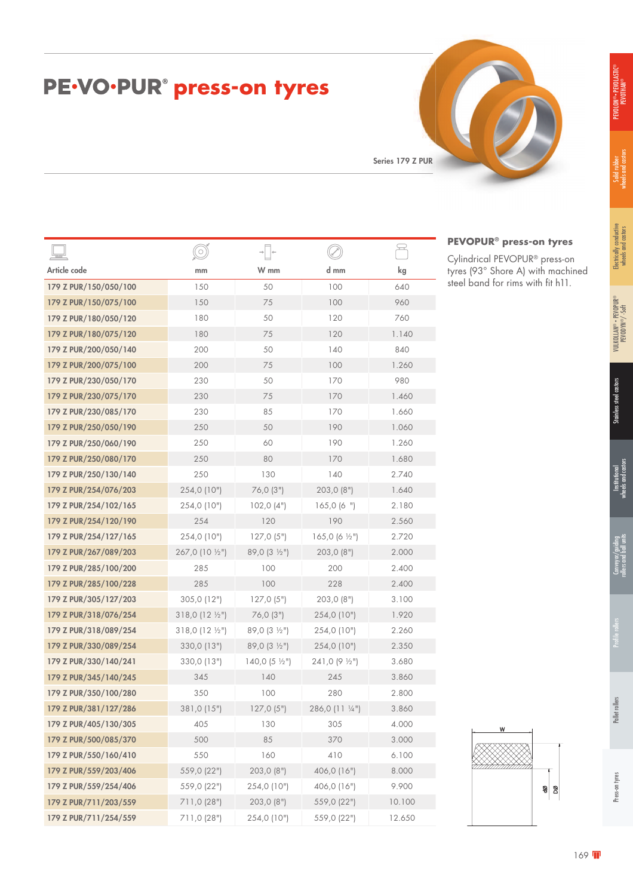# PE·VO·PUR® press-on tyres

Series 179 Z PUR

| Article code | mm | W mm | d mm | kg |
|---|---|---|---|---|
| 179 Z PUR/150/050/100 | 150 | 50 | 100 | 640 |
| 179 Z PUR/150/075/100 | 150 | 75 | 100 | 960 |
| 179 Z PUR/180/050/120 | 180 | 50 | 120 | 760 |
| 179 Z PUR/180/075/120 | 180 | 75 | 120 | 1.140 |
| 179 Z PUR/200/050/140 | 200 | 50 | 140 | 840 |
| 179 Z PUR/200/075/100 | 200 | 75 | 100 | 1.260 |
| 179 Z PUR/230/050/170 | 230 | 50 | 170 | 980 |
| 179 Z PUR/230/075/170 | 230 | 75 | 170 | 1.460 |
| 179 Z PUR/230/085/170 | 230 | 85 | 170 | 1.660 |
| 179 Z PUR/250/050/190 | 250 | 50 | 190 | 1.060 |
| 179 Z PUR/250/060/190 | 250 | 60 | 190 | 1.260 |
| 179 Z PUR/250/080/170 | 250 | 80 | 170 | 1.680 |
| 179 Z PUR/250/130/140 | 250 | 130 | 140 | 2.740 |
| 179 Z PUR/254/076/203 | 254,0 (10") | 76,0 (3") | 203,0 (8") | 1.640 |
| 179 Z PUR/254/102/165 | 254,0 (10") | 102,0 (4") | 165,0 (6 ") | 2.180 |
| 179 Z PUR/254/120/190 | 254 | 120 | 190 | 2.560 |
| 179 Z PUR/254/127/165 | 254,0 (10") | 127,0 (5") | 165,0 (6 ½") | 2.720 |
| 179 Z PUR/267/089/203 | 267,0 (10 ½") | 89,0 (3 ½") | 203,0 (8") | 2.000 |
| 179 Z PUR/285/100/200 | 285 | 100 | 200 | 2.400 |
| 179 Z PUR/285/100/228 | 285 | 100 | 228 | 2.400 |
| 179 Z PUR/305/127/203 | 305,0 (12") | 127,0 (5") | 203,0 (8") | 3.100 |
| 179 Z PUR/318/076/254 | 318,0 (12 ½") | 76,0 (3") | 254,0 (10") | 1.920 |
| 179 Z PUR/318/089/254 | 318,0 (12 ½") | 89,0 (3 ½") | 254,0 (10") | 2.260 |
| 179 Z PUR/330/089/254 | 330,0 (13") | 89,0 (3 ½") | 254,0 (10") | 2.350 |
| 179 Z PUR/330/140/241 | 330,0 (13") | 140,0 (5 ½") | 241,0 (9 ½") | 3.680 |
| 179 Z PUR/345/140/245 | 345 | 140 | 245 | 3.860 |
| 179 Z PUR/350/100/280 | 350 | 100 | 280 | 2.800 |
| 179 Z PUR/381/127/286 | 381,0 (15") | 127,0 (5") | 286,0 (11 ¼") | 3.860 |
| 179 Z PUR/405/130/305 | 405 | 130 | 305 | 4.000 |
| 179 Z PUR/500/085/370 | 500 | 85 | 370 | 3.000 |
| 179 Z PUR/550/160/410 | 550 | 160 | 410 | 6.100 |
| 179 Z PUR/559/203/406 | 559,0 (22") | 203,0 (8") | 406,0 (16") | 8.000 |
| 179 Z PUR/559/254/406 | 559,0 (22") | 254,0 (10") | 406,0 (16") | 9.900 |
| 179 Z PUR/711/203/559 | 711,0 (28") | 203,0 (8") | 559,0 (22") | 10.100 |
| 179 Z PUR/711/254/559 | 711,0 (28") | 254,0 (10") | 559,0 (22") | 12.650 |

## PEVOPUR® press-on tyres

Cylindrical PEVOPUR® press-on tyres (93° Shore A) with machined steel band for rims with fit h11.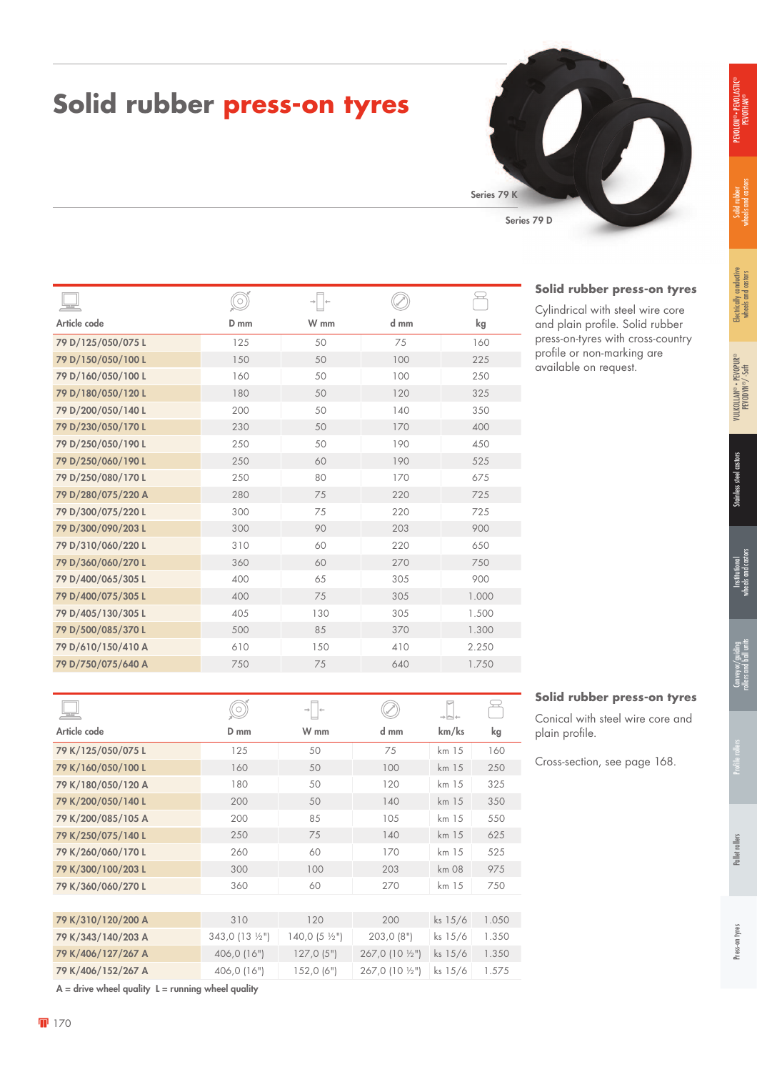# Solid rubber press-on tyres

Series 79 K

Series 79 D

## Solid rubber press-on tyres

Cylindrical with steel wire core and plain profile. Solid rubber press-on-tyres with cross-country profile or non-marking are available on request.

| Article code | D mm | W mm | d mm | kg |
|---|---|---|---|---|
| 79 D/125/050/075 L | 125 | 50 | 75 | 160 |
| 79 D/150/050/100 L | 150 | 50 | 100 | 225 |
| 79 D/160/050/100 L | 160 | 50 | 100 | 250 |
| 79 D/180/050/120 L | 180 | 50 | 120 | 325 |
| 79 D/200/050/140 L | 200 | 50 | 140 | 350 |
| 79 D/230/050/170 L | 230 | 50 | 170 | 400 |
| 79 D/250/050/190 L | 250 | 50 | 190 | 450 |
| 79 D/250/060/190 L | 250 | 60 | 190 | 525 |
| 79 D/250/080/170 L | 250 | 80 | 170 | 675 |
| 79 D/280/075/220 A | 280 | 75 | 220 | 725 |
| 79 D/300/075/220 L | 300 | 75 | 220 | 725 |
| 79 D/300/090/203 L | 300 | 90 | 203 | 900 |
| 79 D/310/060/220 L | 310 | 60 | 220 | 650 |
| 79 D/360/060/270 L | 360 | 60 | 270 | 750 |
| 79 D/400/065/305 L | 400 | 65 | 305 | 900 |
| 79 D/400/075/305 L | 400 | 75 | 305 | 1.000 |
| 79 D/405/130/305 L | 405 | 130 | 305 | 1.500 |
| 79 D/500/085/370 L | 500 | 85 | 370 | 1.300 |
| 79 D/610/150/410 A | 610 | 150 | 410 | 2.250 |
| 79 D/750/075/640 A | 750 | 75 | 640 | 1.750 |

## Solid rubber press-on tyres

Conical with steel wire core and plain profile.

Cross-section, see page 168.

| Article code | D mm | W mm | d mm | km/ks | kg |
|---|---|---|---|---|---|
| 79 K/125/050/075 L | 125 | 50 | 75 | km 15 | 160 |
| 79 K/160/050/100 L | 160 | 50 | 100 | km 15 | 250 |
| 79 K/180/050/120 A | 180 | 50 | 120 | km 15 | 325 |
| 79 K/200/050/140 L | 200 | 50 | 140 | km 15 | 350 |
| 79 K/200/085/105 A | 200 | 85 | 105 | km 15 | 550 |
| 79 K/250/075/140 L | 250 | 75 | 140 | km 15 | 625 |
| 79 K/260/060/170 L | 260 | 60 | 170 | km 15 | 525 |
| 79 K/300/100/203 L | 300 | 100 | 203 | km 08 | 975 |
| 79 K/360/060/270 L | 360 | 60 | 270 | km 15 | 750 |
| 79 K/310/120/200 A | 310 | 120 | 200 | ks 15/6 | 1.050 |
| 79 K/343/140/203 A | 343,0 (13 ½") | 140,0 (5 ½") | 203,0 (8") | ks 15/6 | 1.350 |
| 79 K/406/127/267 A | 406,0 (16") | 127,0 (5") | 267,0 (10 ½") | ks 15/6 | 1.350 |
| 79 K/406/152/267 A | 406,0 (16") | 152,0 (6") | 267,0 (10 ½") | ks 15/6 | 1.575 |

A = drive wheel quality L = running wheel quality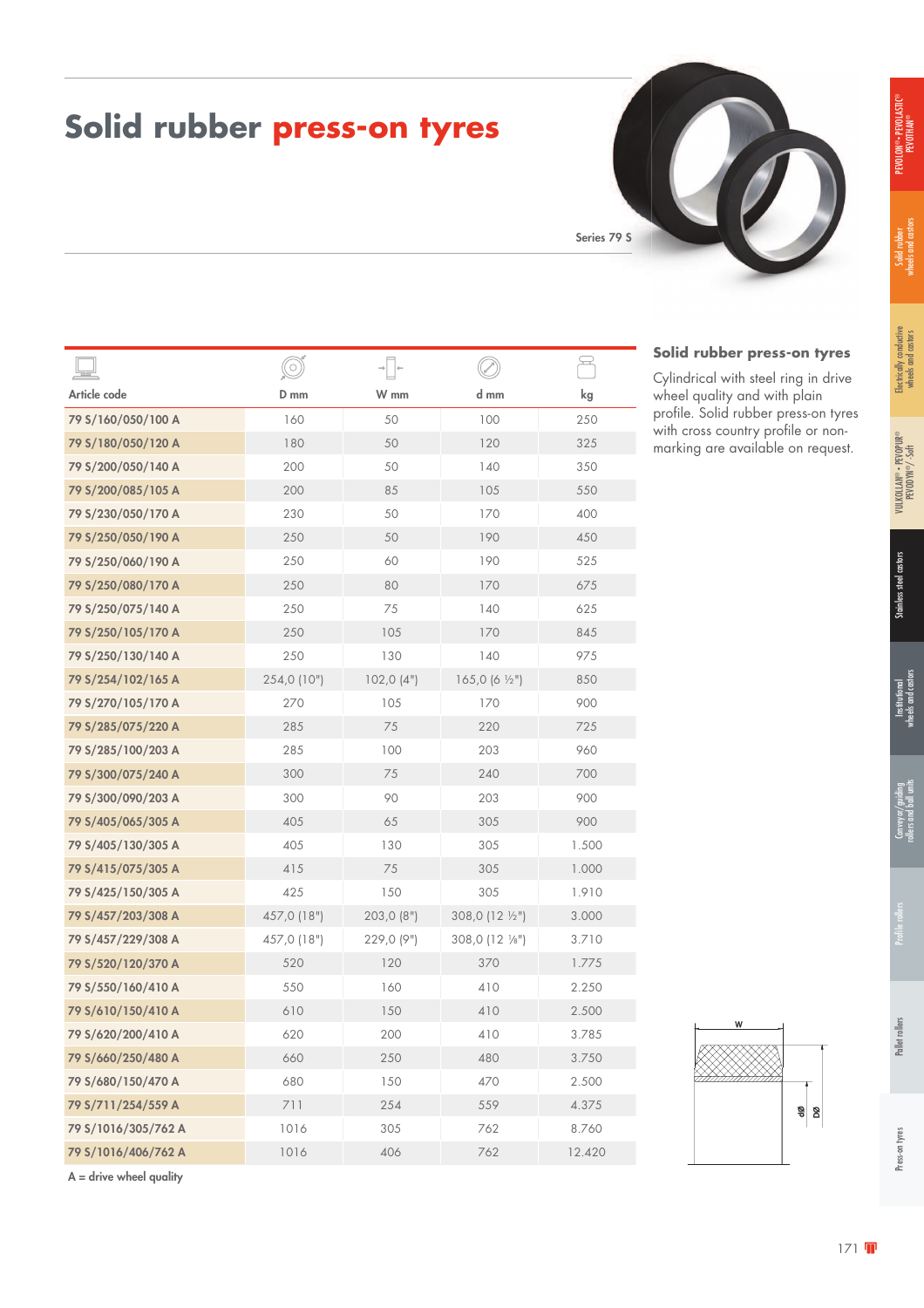# Solid rubber press-on tyres

Series 79 S

| Article code | D mm | W mm | d mm | kg |
|---|---|---|---|---|
| 79 S/160/050/100 A | 160 | 50 | 100 | 250 |
| 79 S/180/050/120 A | 180 | 50 | 120 | 325 |
| 79 S/200/050/140 A | 200 | 50 | 140 | 350 |
| 79 S/200/085/105 A | 200 | 85 | 105 | 550 |
| 79 S/230/050/170 A | 230 | 50 | 170 | 400 |
| 79 S/250/050/190 A | 250 | 50 | 190 | 450 |
| 79 S/250/060/190 A | 250 | 60 | 190 | 525 |
| 79 S/250/080/170 A | 250 | 80 | 170 | 675 |
| 79 S/250/075/140 A | 250 | 75 | 140 | 625 |
| 79 S/250/105/170 A | 250 | 105 | 170 | 845 |
| 79 S/250/130/140 A | 250 | 130 | 140 | 975 |
| 79 S/254/102/165 A | 254,0 (10") | 102,0 (4") | 165,0 (6 ½") | 850 |
| 79 S/270/105/170 A | 270 | 105 | 170 | 900 |
| 79 S/285/075/220 A | 285 | 75 | 220 | 725 |
| 79 S/285/100/203 A | 285 | 100 | 203 | 960 |
| 79 S/300/075/240 A | 300 | 75 | 240 | 700 |
| 79 S/300/090/203 A | 300 | 90 | 203 | 900 |
| 79 S/405/065/305 A | 405 | 65 | 305 | 900 |
| 79 S/405/130/305 A | 405 | 130 | 305 | 1.500 |
| 79 S/415/075/305 A | 415 | 75 | 305 | 1.000 |
| 79 S/425/150/305 A | 425 | 150 | 305 | 1.910 |
| 79 S/457/203/308 A | 457,0 (18") | 203,0 (8") | 308,0 (12 ½") | 3.000 |
| 79 S/457/229/308 A | 457,0 (18") | 229,0 (9") | 308,0 (12 ⅛") | 3.710 |
| 79 S/520/120/370 A | 520 | 120 | 370 | 1.775 |
| 79 S/550/160/410 A | 550 | 160 | 410 | 2.250 |
| 79 S/610/150/410 A | 610 | 150 | 410 | 2.500 |
| 79 S/620/200/410 A | 620 | 200 | 410 | 3.785 |
| 79 S/660/250/480 A | 660 | 250 | 480 | 3.750 |
| 79 S/680/150/470 A | 680 | 150 | 470 | 2.500 |
| 79 S/711/254/559 A | 711 | 254 | 559 | 4.375 |
| 79 S/1016/305/762 A | 1016 | 305 | 762 | 8.760 |
| 79 S/1016/406/762 A | 1016 | 406 | 762 | 12.420 |

A = drive wheel quality

### Solid rubber press-on tyres

Cylindrical with steel ring in drive wheel quality and with plain profile. Solid rubber press-on tyres with cross country profile or non-marking are available on request.

W

dØ

DØ